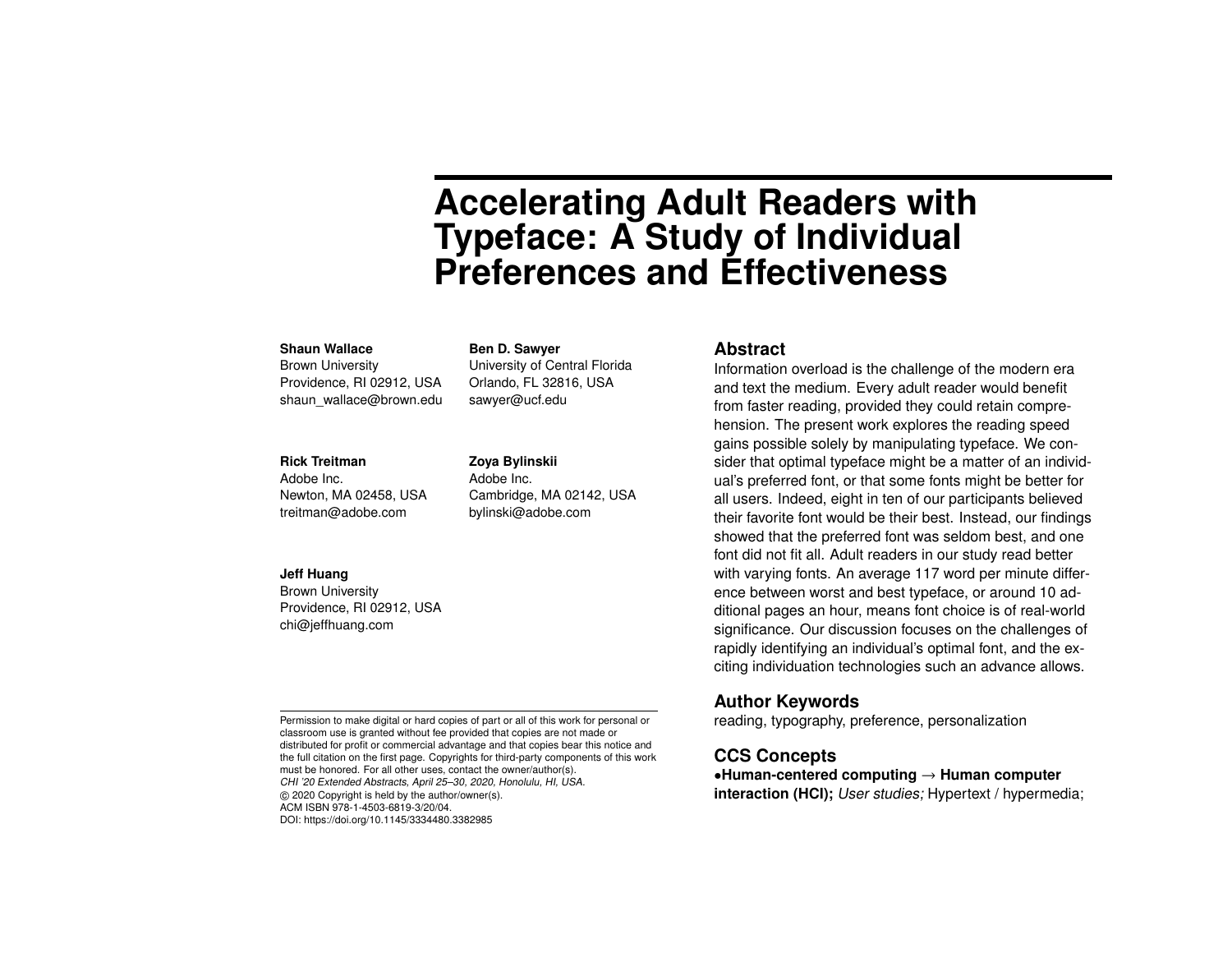# Accelerating Adult Readers with Typeface: A Study of Individual Preferences and Effectiveness

**Shaun Wallace**
Brown University
Providence, RI 02912, USA
shaun_wallace@brown.edu

**Ben D. Sawyer**
University of Central Florida
Orlando, FL 32816, USA
sawyer@ucf.edu

**Rick Treitman**
Adobe Inc.
Newton, MA 02458, USA
treitman@adobe.com

**Zoya Bylinskii**
Adobe Inc.
Cambridge, MA 02142, USA
bylinski@adobe.com

**Jeff Huang**
Brown University
Providence, RI 02912, USA
chi@jeffhuang.com

Permission to make digital or hard copies of part or all of this work for personal or classroom use is granted without fee provided that copies are not made or distributed for profit or commercial advantage and that copies bear this notice and the full citation on the first page. Copyrights for third-party components of this work must be honored. For all other uses, contact the owner/author(s).
*CHI '20 Extended Abstracts, April 25–30, 2020, Honolulu, HI, USA.*
© 2020 Copyright is held by the author/owner(s).
ACM ISBN 978-1-4503-6819-3/20/04.
DOI: https://doi.org/10.1145/3334480.3382985

## Abstract

Information overload is the challenge of the modern era and text the medium. Every adult reader would benefit from faster reading, provided they could retain comprehension. The present work explores the reading speed gains possible solely by manipulating typeface. We consider that optimal typeface might be a matter of an individual's preferred font, or that some fonts might be better for all users. Indeed, eight in ten of our participants believed their favorite font would be their best. Instead, our findings showed that the preferred font was seldom best, and one font did not fit all. Adult readers in our study read better with varying fonts. An average 117 word per minute difference between worst and best typeface, or around 10 additional pages an hour, means font choice is of real-world significance. Our discussion focuses on the challenges of rapidly identifying an individual's optimal font, and the exciting individuation technologies such an advance allows.

## Author Keywords

reading, typography, preference, personalization

## CCS Concepts

•**Human-centered computing** → **Human computer interaction (HCI);** *User studies;* Hypertext / hypermedia;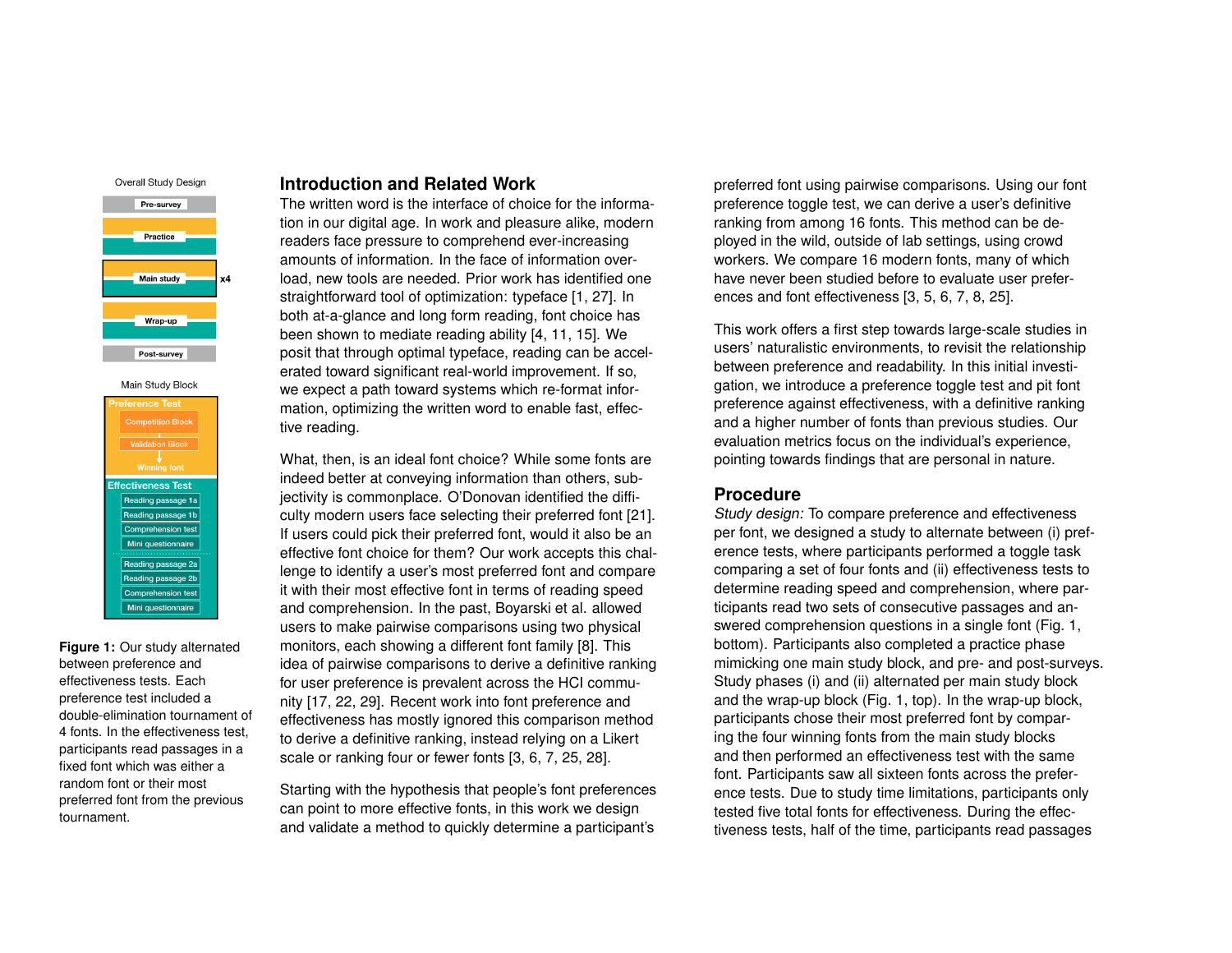Overall Study Design

Pre-survey

Practice

Main study x4

Wrap-up

Post-survey

Main Study Block

Preference Test

Competition Block

Validation Block

Winning font

Effectiveness Test

Reading passage 1a

Reading passage 1b

Comprehension test

Mini questionnaire

Reading passage 2a

Reading passage 2b

Comprehension test

Mini questionnaire

**Figure 1:** Our study alternated between preference and effectiveness tests. Each preference test included a double-elimination tournament of 4 fonts. In the effectiveness test, participants read passages in a fixed font which was either a random font or their most preferred font from the previous tournament.

## Introduction and Related Work

The written word is the interface of choice for the information in our digital age. In work and pleasure alike, modern readers face pressure to comprehend ever-increasing amounts of information. In the face of information overload, new tools are needed. Prior work has identified one straightforward tool of optimization: typeface [1, 27]. In both at-a-glance and long form reading, font choice has been shown to mediate reading ability [4, 11, 15]. We posit that through optimal typeface, reading can be accelerated toward significant real-world improvement. If so, we expect a path toward systems which re-format information, optimizing the written word to enable fast, effective reading.

What, then, is an ideal font choice? While some fonts are indeed better at conveying information than others, subjectivity is commonplace. O'Donovan identified the difficulty modern users face selecting their preferred font [21]. If users could pick their preferred font, would it also be an effective font choice for them? Our work accepts this challenge to identify a user's most preferred font and compare it with their most effective font in terms of reading speed and comprehension. In the past, Boyarski et al. allowed users to make pairwise comparisons using two physical monitors, each showing a different font family [8]. This idea of pairwise comparisons to derive a definitive ranking for user preference is prevalent across the HCI community [17, 22, 29]. Recent work into font preference and effectiveness has mostly ignored this comparison method to derive a definitive ranking, instead relying on a Likert scale or ranking four or fewer fonts [3, 6, 7, 25, 28].

Starting with the hypothesis that people's font preferences can point to more effective fonts, in this work we design and validate a method to quickly determine a participant's preferred font using pairwise comparisons. Using our font preference toggle test, we can derive a user's definitive ranking from among 16 fonts. This method can be deployed in the wild, outside of lab settings, using crowd workers. We compare 16 modern fonts, many of which have never been studied before to evaluate user preferences and font effectiveness [3, 5, 6, 7, 8, 25].

This work offers a first step towards large-scale studies in users' naturalistic environments, to revisit the relationship between preference and readability. In this initial investigation, we introduce a preference toggle test and pit font preference against effectiveness, with a definitive ranking and a higher number of fonts than previous studies. Our evaluation metrics focus on the individual's experience, pointing towards findings that are personal in nature.

## Procedure

*Study design:* To compare preference and effectiveness per font, we designed a study to alternate between (i) preference tests, where participants performed a toggle task comparing a set of four fonts and (ii) effectiveness tests to determine reading speed and comprehension, where participants read two sets of consecutive passages and answered comprehension questions in a single font (Fig. 1, bottom). Participants also completed a practice phase mimicking one main study block, and pre- and post-surveys. Study phases (i) and (ii) alternated per main study block and the wrap-up block (Fig. 1, top). In the wrap-up block, participants chose their most preferred font by comparing the four winning fonts from the main study blocks and then performed an effectiveness test with the same font. Participants saw all sixteen fonts across the preference tests. Due to study time limitations, participants only tested five total fonts for effectiveness. During the effectiveness tests, half of the time, participants read passages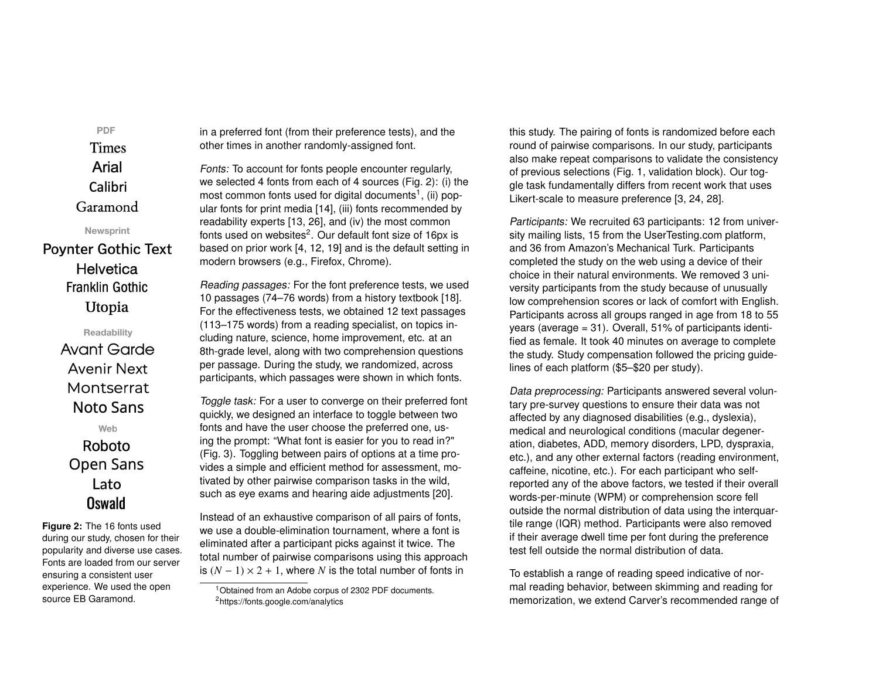**PDF**

Times
Arial
Calibri
Garamond

**Newsprint**

Poynter Gothic Text
Helvetica
Franklin Gothic
Utopia

**Readability**

Avant Garde
Avenir Next
Montserrat
Noto Sans

**Web**

Roboto
Open Sans
Lato
Oswald

**Figure 2:** The 16 fonts used during our study, chosen for their popularity and diverse use cases. Fonts are loaded from our server ensuring a consistent user experience. We used the open source EB Garamond.

in a preferred font (from their preference tests), and the other times in another randomly-assigned font.

*Fonts:* To account for fonts people encounter regularly, we selected 4 fonts from each of 4 sources (Fig. 2): (i) the most common fonts used for digital documents[1], (ii) popular fonts for print media [14], (iii) fonts recommended by readability experts [13, 26], and (iv) the most common fonts used on websites[2]. Our default font size of 16px is based on prior work [4, 12, 19] and is the default setting in modern browsers (e.g., Firefox, Chrome).

*Reading passages:* For the font preference tests, we used 10 passages (74–76 words) from a history textbook [18]. For the effectiveness tests, we obtained 12 text passages (113–175 words) from a reading specialist, on topics including nature, science, home improvement, etc. at an 8th-grade level, along with two comprehension questions per passage. During the study, we randomized, across participants, which passages were shown in which fonts.

*Toggle task:* For a user to converge on their preferred font quickly, we designed an interface to toggle between two fonts and have the user choose the preferred one, using the prompt: “What font is easier for you to read in?" (Fig. 3). Toggling between pairs of options at a time provides a simple and efficient method for assessment, motivated by other pairwise comparison tasks in the wild, such as eye exams and hearing aide adjustments [20].

Instead of an exhaustive comparison of all pairs of fonts, we use a double-elimination tournament, where a font is eliminated after a participant picks against it twice. The total number of pairwise comparisons using this approach is $(N - 1) \times 2 + 1$, where $N$ is the total number of fonts in this study. The pairing of fonts is randomized before each round of pairwise comparisons. In our study, participants also make repeat comparisons to validate the consistency of previous selections (Fig. 1, validation block). Our toggle task fundamentally differs from recent work that uses Likert-scale to measure preference [3, 24, 28].

*Participants:* We recruited 63 participants: 12 from university mailing lists, 15 from the UserTesting.com platform, and 36 from Amazon's Mechanical Turk. Participants completed the study on the web using a device of their choice in their natural environments. We removed 3 university participants from the study because of unusually low comprehension scores or lack of comfort with English. Participants across all groups ranged in age from 18 to 55 years (average = 31). Overall, 51% of participants identified as female. It took 40 minutes on average to complete the study. Study compensation followed the pricing guidelines of each platform ($5–$20 per study).

*Data preprocessing:* Participants answered several voluntary pre-survey questions to ensure their data was not affected by any diagnosed disabilities (e.g., dyslexia), medical and neurological conditions (macular degeneration, diabetes, ADD, memory disorders, LPD, dyspraxia, etc.), and any other external factors (reading environment, caffeine, nicotine, etc.). For each participant who self-reported any of the above factors, we tested if their overall words-per-minute (WPM) or comprehension score fell outside the normal distribution of data using the interquartile range (IQR) method. Participants were also removed if their average dwell time per font during the preference test fell outside the normal distribution of data.

To establish a range of reading speed indicative of normal reading behavior, between skimming and reading for memorization, we extend Carver's recommended range of

[1] Obtained from an Adobe corpus of 2302 PDF documents.
[2] https://fonts.google.com/analytics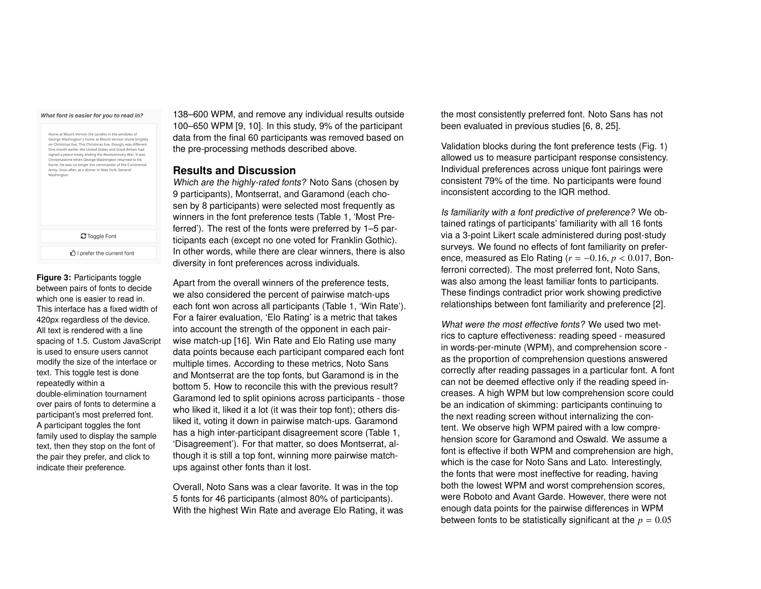**Figure 3:** Participants toggle between pairs of fonts to decide which one is easier to read in. This interface has a fixed width of 420px regardless of the device. All text is rendered with a line spacing of 1.5. Custom JavaScript is used to ensure users cannot modify the size of the interface or text. This toggle test is done repeatedly within a double-elimination tournament over pairs of fonts to determine a participant's most preferred font. A participant toggles the font family used to display the sample text, then they stop on the font of the pair they prefer, and click to indicate their preference.

138–600 WPM, and remove any individual results outside 100–650 WPM [9, 10]. In this study, 9% of the participant data from the final 60 participants was removed based on the pre-processing methods described above.

## Results and Discussion

*Which are the highly-rated fonts?* Noto Sans (chosen by 9 participants), Montserrat, and Garamond (each chosen by 8 participants) were selected most frequently as winners in the font preference tests (Table 1, 'Most Preferred'). The rest of the fonts were preferred by 1–5 participants each (except no one voted for Franklin Gothic). In other words, while there are clear winners, there is also diversity in font preferences across individuals.

Apart from the overall winners of the preference tests, we also considered the percent of pairwise match-ups each font won across all participants (Table 1, 'Win Rate'). For a fairer evaluation, 'Elo Rating' is a metric that takes into account the strength of the opponent in each pairwise match-up [16]. Win Rate and Elo Rating use many data points because each participant compared each font multiple times. According to these metrics, Noto Sans and Montserrat are the top fonts, but Garamond is in the bottom 5. How to reconcile this with the previous result? Garamond led to split opinions across participants - those who liked it, liked it a lot (it was their top font); others disliked it, voting it down in pairwise match-ups. Garamond has a high inter-participant disagreement score (Table 1, 'Disagreement'). For that matter, so does Montserrat, although it is still a top font, winning more pairwise match-ups against other fonts than it lost.

Overall, Noto Sans was a clear favorite. It was in the top 5 fonts for 46 participants (almost 80% of participants). With the highest Win Rate and average Elo Rating, it was the most consistently preferred font. Noto Sans has not been evaluated in previous studies [6, 8, 25].

Validation blocks during the font preference tests (Fig. 1) allowed us to measure participant response consistency. Individual preferences across unique font pairings were consistent 79% of the time. No participants were found inconsistent according to the IQR method.

*Is familiarity with a font predictive of preference?* We obtained ratings of participants' familiarity with all 16 fonts via a 3-point Likert scale administered during post-study surveys. We found no effects of font familiarity on preference, measured as Elo Rating ($r = -0.16$, $p < 0.017$, Bonferroni corrected). The most preferred font, Noto Sans, was also among the least familiar fonts to participants. These findings contradict prior work showing predictive relationships between font familiarity and preference [2].

*What were the most effective fonts?* We used two metrics to capture effectiveness: reading speed - measured in words-per-minute (WPM), and comprehension score - as the proportion of comprehension questions answered correctly after reading passages in a particular font. A font can not be deemed effective only if the reading speed increases. A high WPM but low comprehension score could be an indication of skimming: participants continuing to the next reading screen without internalizing the content. We observe high WPM paired with a low comprehension score for Garamond and Oswald. We assume a font is effective if both WPM and comprehension are high, which is the case for Noto Sans and Lato. Interestingly, the fonts that were most ineffective for reading, having both the lowest WPM and worst comprehension scores, were Roboto and Avant Garde. However, there were not enough data points for the pairwise differences in WPM between fonts to be statistically significant at the $p = 0.05$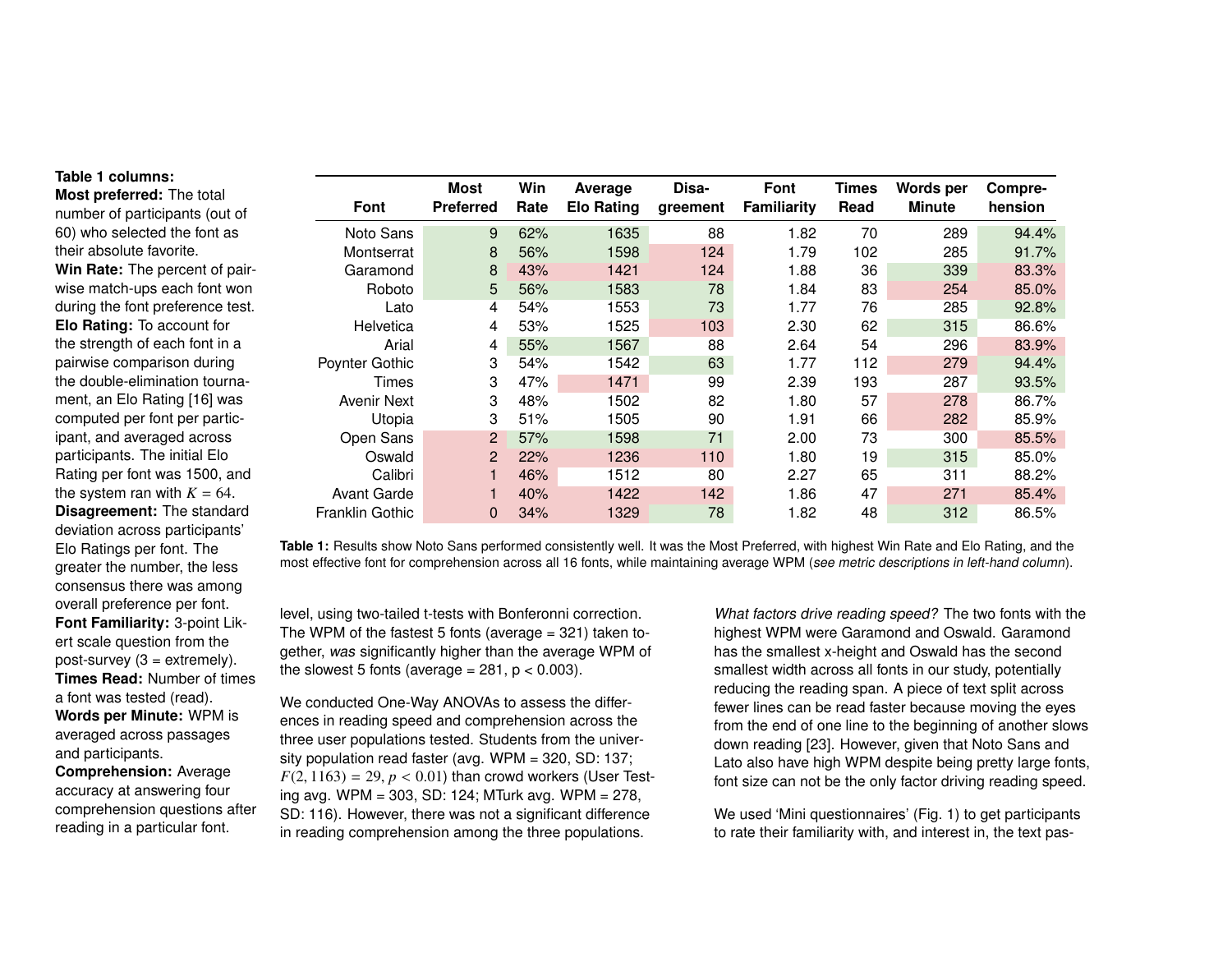**Table 1 columns:**
**Most preferred:** The total number of participants (out of 60) who selected the font as their absolute favorite.
**Win Rate:** The percent of pairwise match-ups each font won during the font preference test.
**Elo Rating:** To account for the strength of each font in a pairwise comparison during the double-elimination tournament, an Elo Rating [16] was computed per font per participant, and averaged across participants. The initial Elo Rating per font was 1500, and the system ran with $K = 64$.
**Disagreement:** The standard deviation across participants' Elo Ratings per font. The greater the number, the less consensus there was among overall preference per font.
**Font Familiarity:** 3-point Likert scale question from the post-survey (3 = extremely).
**Times Read:** Number of times a font was tested (read).
**Words per Minute:** WPM is averaged across passages and participants.
**Comprehension:** Average accuracy at answering four comprehension questions after reading in a particular font.

| Font | Most Preferred | Win Rate | Average Elo Rating | Disagreement | Font Familiarity | Times Read | Words per Minute | Comprehension |
|---|---|---|---|---|---|---|---|---|
| Noto Sans | 9 | 62% | 1635 | 88 | 1.82 | 70 | 289 | 94.4% |
| Montserrat | 8 | 56% | 1598 | 124 | 1.79 | 102 | 285 | 91.7% |
| Garamond | 8 | 43% | 1421 | 124 | 1.88 | 36 | 339 | 83.3% |
| Roboto | 5 | 56% | 1583 | 78 | 1.84 | 83 | 254 | 85.0% |
| Lato | 4 | 54% | 1553 | 73 | 1.77 | 76 | 285 | 92.8% |
| Helvetica | 4 | 53% | 1525 | 103 | 2.30 | 62 | 315 | 86.6% |
| Arial | 4 | 55% | 1567 | 88 | 2.64 | 54 | 296 | 83.9% |
| Poynter Gothic | 3 | 54% | 1542 | 63 | 1.77 | 112 | 279 | 94.4% |
| Times | 3 | 47% | 1471 | 99 | 2.39 | 193 | 287 | 93.5% |
| Avenir Next | 3 | 48% | 1502 | 82 | 1.80 | 57 | 278 | 86.7% |
| Utopia | 3 | 51% | 1505 | 90 | 1.91 | 66 | 282 | 85.9% |
| Open Sans | 2 | 57% | 1598 | 71 | 2.00 | 73 | 300 | 85.5% |
| Oswald | 2 | 22% | 1236 | 110 | 1.80 | 19 | 315 | 85.0% |
| Calibri | 1 | 46% | 1512 | 80 | 2.27 | 65 | 311 | 88.2% |
| Avant Garde | 1 | 40% | 1422 | 142 | 1.86 | 47 | 271 | 85.4% |
| Franklin Gothic | 0 | 34% | 1329 | 78 | 1.82 | 48 | 312 | 86.5% |

**Table 1:** Results show Noto Sans performed consistently well. It was the Most Preferred, with highest Win Rate and Elo Rating, and the most effective font for comprehension across all 16 fonts, while maintaining average WPM (*see metric descriptions in left-hand column*).

level, using two-tailed t-tests with Bonferonni correction. The WPM of the fastest 5 fonts (average = 321) taken together, *was* significantly higher than the average WPM of the slowest 5 fonts (average = 281, p < 0.003).

We conducted One-Way ANOVAs to assess the differences in reading speed and comprehension across the three user populations tested. Students from the university population read faster (avg. WPM = 320, SD: 137; $F(2,1163) = 29, p < 0.01$) than crowd workers (User Testing avg. WPM = 303, SD: 124; MTurk avg. WPM = 278, SD: 116). However, there was not a significant difference in reading comprehension among the three populations.

*What factors drive reading speed?* The two fonts with the highest WPM were Garamond and Oswald. Garamond has the smallest x-height and Oswald has the second smallest width across all fonts in our study, potentially reducing the reading span. A piece of text split across fewer lines can be read faster because moving the eyes from the end of one line to the beginning of another slows down reading [23]. However, given that Noto Sans and Lato also have high WPM despite being pretty large fonts, font size can not be the only factor driving reading speed.

We used 'Mini questionnaires' (Fig. 1) to get participants to rate their familiarity with, and interest in, the text pas-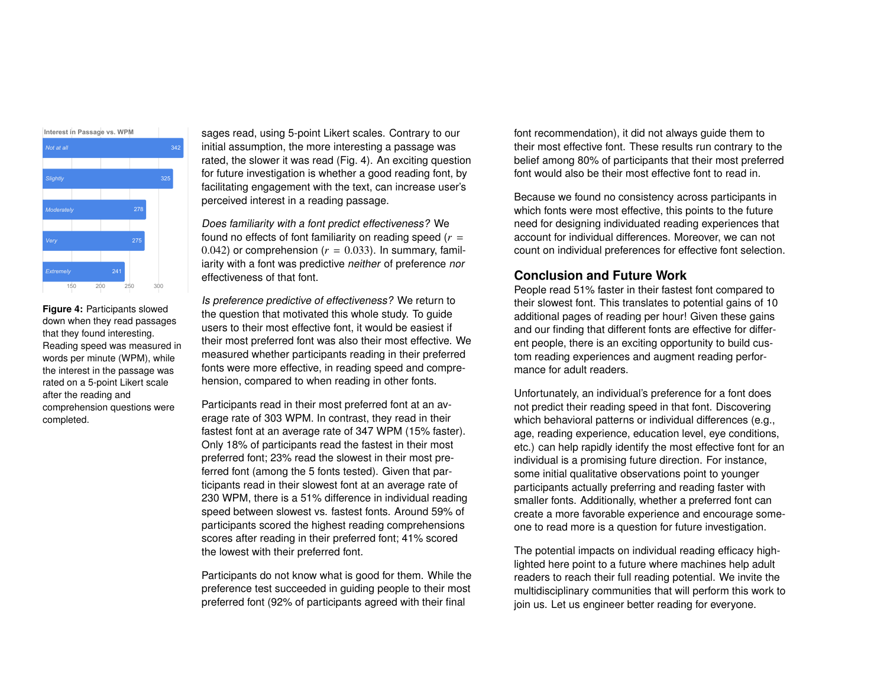| Interest in Passage vs. WPM | WPM |
|---|---|
| Not at all | 342 |
| Slightly | 325 |
| Moderately | 278 |
| Very | 275 |
| Extremely | 241 |

**Figure 4:** Participants slowed down when they read passages that they found interesting. Reading speed was measured in words per minute (WPM), while the interest in the passage was rated on a 5-point Likert scale after the reading and comprehension questions were completed.

sages read, using 5-point Likert scales. Contrary to our initial assumption, the more interesting a passage was rated, the slower it was read (Fig. 4). An exciting question for future investigation is whether a good reading font, by facilitating engagement with the text, can increase user's perceived interest in a reading passage.

*Does familiarity with a font predict effectiveness?* We found no effects of font familiarity on reading speed ($r = 0.042$) or comprehension ($r = 0.033$). In summary, familiarity with a font was predictive *neither* of preference *nor* effectiveness of that font.

*Is preference predictive of effectiveness?* We return to the question that motivated this whole study. To guide users to their most effective font, it would be easiest if their most preferred font was also their most effective. We measured whether participants reading in their preferred fonts were more effective, in reading speed and comprehension, compared to when reading in other fonts.

Participants read in their most preferred font at an average rate of 303 WPM. In contrast, they read in their fastest font at an average rate of 347 WPM (15% faster). Only 18% of participants read the fastest in their most preferred font; 23% read the slowest in their most preferred font (among the 5 fonts tested). Given that participants read in their slowest font at an average rate of 230 WPM, there is a 51% difference in individual reading speed between slowest vs. fastest fonts. Around 59% of participants scored the highest reading comprehensions scores after reading in their preferred font; 41% scored the lowest with their preferred font.

Participants do not know what is good for them. While the preference test succeeded in guiding people to their most preferred font (92% of participants agreed with their final font recommendation), it did not always guide them to their most effective font. These results run contrary to the belief among 80% of participants that their most preferred font would also be their most effective font to read in.

Because we found no consistency across participants in which fonts were most effective, this points to the future need for designing individuated reading experiences that account for individual differences. Moreover, we can not count on individual preferences for effective font selection.

## Conclusion and Future Work

People read 51% faster in their fastest font compared to their slowest font. This translates to potential gains of 10 additional pages of reading per hour! Given these gains and our finding that different fonts are effective for different people, there is an exciting opportunity to build custom reading experiences and augment reading performance for adult readers.

Unfortunately, an individual's preference for a font does not predict their reading speed in that font. Discovering which behavioral patterns or individual differences (e.g., age, reading experience, education level, eye conditions, etc.) can help rapidly identify the most effective font for an individual is a promising future direction. For instance, some initial qualitative observations point to younger participants actually preferring and reading faster with smaller fonts. Additionally, whether a preferred font can create a more favorable experience and encourage someone to read more is a question for future investigation.

The potential impacts on individual reading efficacy highlighted here point to a future where machines help adult readers to reach their full reading potential. We invite the multidisciplinary communities that will perform this work to join us. Let us engineer better reading for everyone.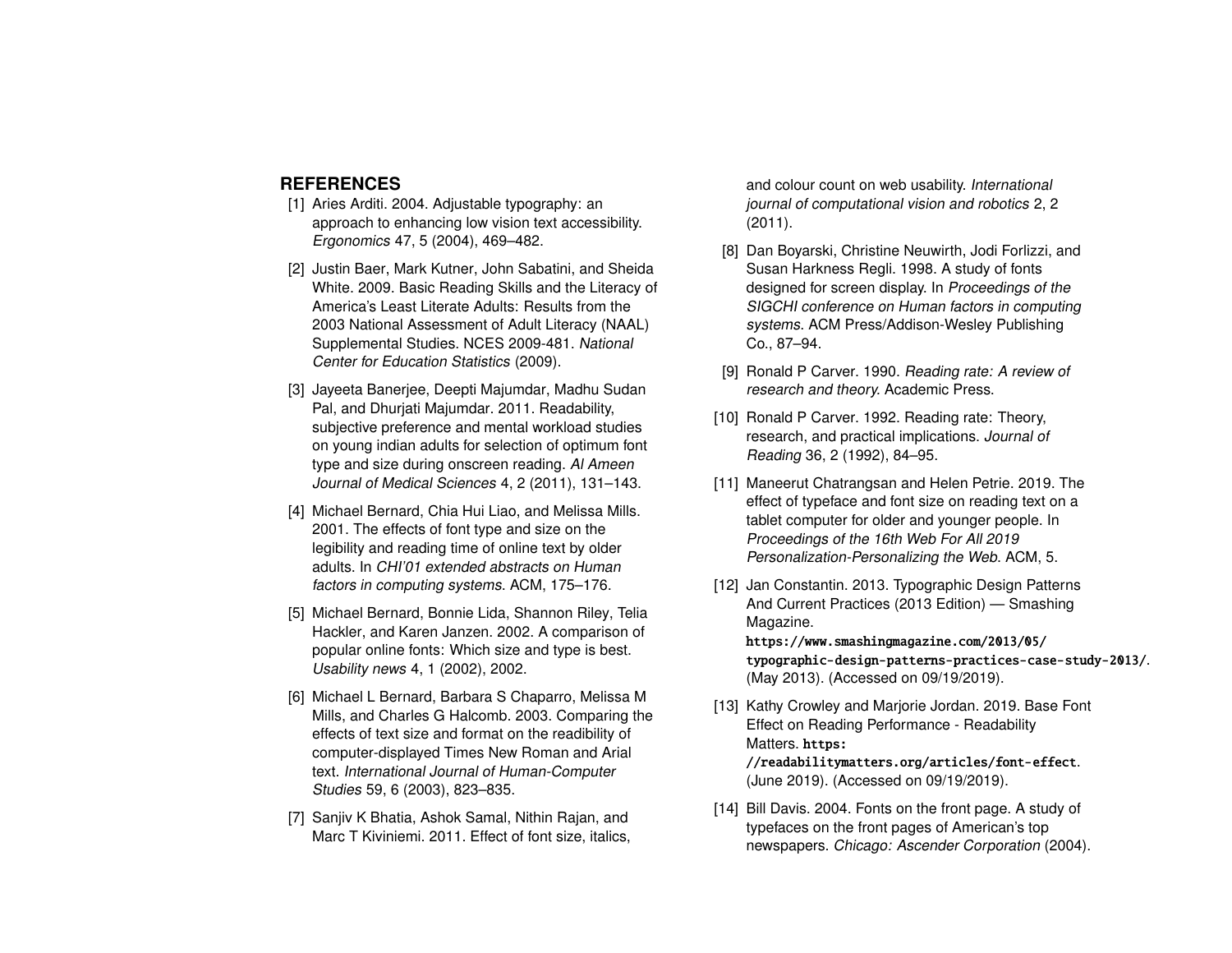## REFERENCES

[1] Aries Arditi. 2004. Adjustable typography: an approach to enhancing low vision text accessibility. *Ergonomics* 47, 5 (2004), 469–482.

[2] Justin Baer, Mark Kutner, John Sabatini, and Sheida White. 2009. Basic Reading Skills and the Literacy of America's Least Literate Adults: Results from the 2003 National Assessment of Adult Literacy (NAAL) Supplemental Studies. NCES 2009-481. *National Center for Education Statistics* (2009).

[3] Jayeeta Banerjee, Deepti Majumdar, Madhu Sudan Pal, and Dhurjati Majumdar. 2011. Readability, subjective preference and mental workload studies on young indian adults for selection of optimum font type and size during onscreen reading. *Al Ameen Journal of Medical Sciences* 4, 2 (2011), 131–143.

[4] Michael Bernard, Chia Hui Liao, and Melissa Mills. 2001. The effects of font type and size on the legibility and reading time of online text by older adults. In *CHI'01 extended abstracts on Human factors in computing systems*. ACM, 175–176.

[5] Michael Bernard, Bonnie Lida, Shannon Riley, Telia Hackler, and Karen Janzen. 2002. A comparison of popular online fonts: Which size and type is best. *Usability news* 4, 1 (2002), 2002.

[6] Michael L Bernard, Barbara S Chaparro, Melissa M Mills, and Charles G Halcomb. 2003. Comparing the effects of text size and format on the readibility of computer-displayed Times New Roman and Arial text. *International Journal of Human-Computer Studies* 59, 6 (2003), 823–835.

[7] Sanjiv K Bhatia, Ashok Samal, Nithin Rajan, and Marc T Kiviniemi. 2011. Effect of font size, italics, and colour count on web usability. *International journal of computational vision and robotics* 2, 2 (2011).

[8] Dan Boyarski, Christine Neuwirth, Jodi Forlizzi, and Susan Harkness Regli. 1998. A study of fonts designed for screen display. In *Proceedings of the SIGCHI conference on Human factors in computing systems*. ACM Press/Addison-Wesley Publishing Co., 87–94.

[9] Ronald P Carver. 1990. *Reading rate: A review of research and theory.* Academic Press.

[10] Ronald P Carver. 1992. Reading rate: Theory, research, and practical implications. *Journal of Reading* 36, 2 (1992), 84–95.

[11] Maneerut Chatrangsan and Helen Petrie. 2019. The effect of typeface and font size on reading text on a tablet computer for older and younger people. In *Proceedings of the 16th Web For All 2019 Personalization-Personalizing the Web*. ACM, 5.

[12] Jan Constantin. 2013. Typographic Design Patterns And Current Practices (2013 Edition) — Smashing Magazine. `https://www.smashingmagazine.com/2013/05/typographic-design-patterns-practices-case-study-2013/`. (May 2013). (Accessed on 09/19/2019).

[13] Kathy Crowley and Marjorie Jordan. 2019. Base Font Effect on Reading Performance - Readability Matters. `https://readabilitymatters.org/articles/font-effect`. (June 2019). (Accessed on 09/19/2019).

[14] Bill Davis. 2004. Fonts on the front page. A study of typefaces on the front pages of American's top newspapers. *Chicago: Ascender Corporation* (2004).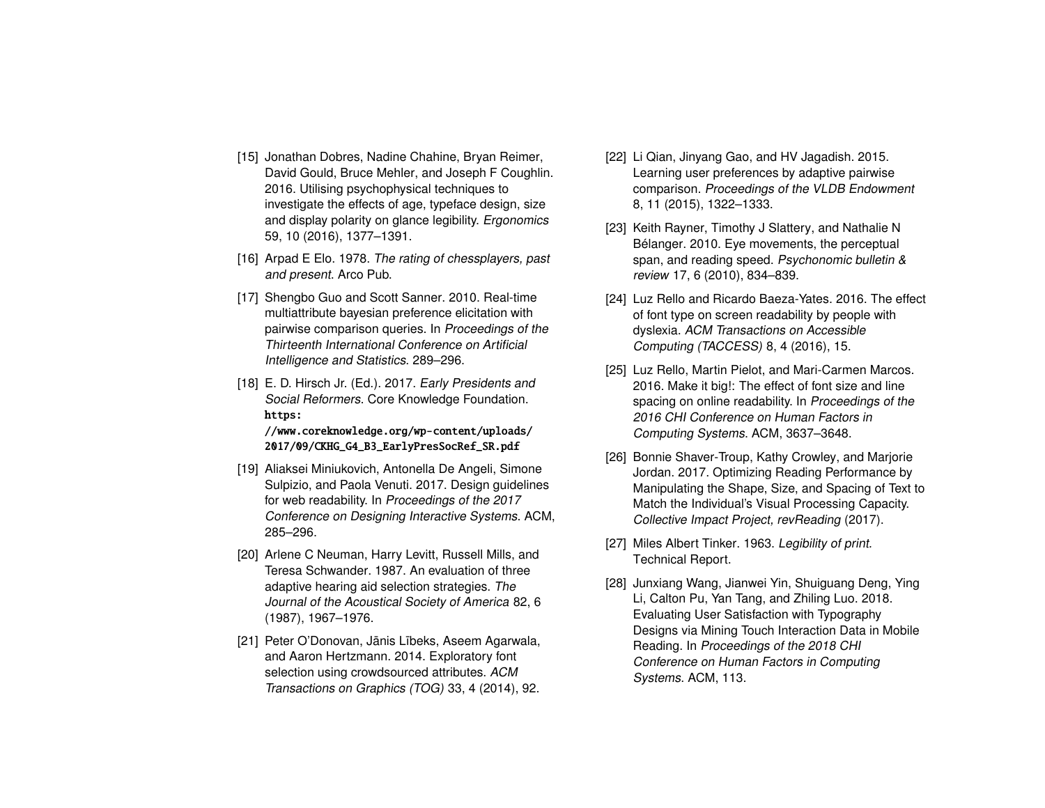[15] Jonathan Dobres, Nadine Chahine, Bryan Reimer, David Gould, Bruce Mehler, and Joseph F Coughlin. 2016. Utilising psychophysical techniques to investigate the effects of age, typeface design, size and display polarity on glance legibility. *Ergonomics* 59, 10 (2016), 1377–1391.

[16] Arpad E Elo. 1978. *The rating of chessplayers, past and present*. Arco Pub.

[17] Shengbo Guo and Scott Sanner. 2010. Real-time multiattribute bayesian preference elicitation with pairwise comparison queries. In *Proceedings of the Thirteenth International Conference on Artificial Intelligence and Statistics*. 289–296.

[18] E. D. Hirsch Jr. (Ed.). 2017. *Early Presidents and Social Reformers*. Core Knowledge Foundation. https://www.coreknowledge.org/wp-content/uploads/2017/09/CKHG_G4_B3_EarlyPresSocRef_SR.pdf

[19] Aliaksei Miniukovich, Antonella De Angeli, Simone Sulpizio, and Paola Venuti. 2017. Design guidelines for web readability. In *Proceedings of the 2017 Conference on Designing Interactive Systems*. ACM, 285–296.

[20] Arlene C Neuman, Harry Levitt, Russell Mills, and Teresa Schwander. 1987. An evaluation of three adaptive hearing aid selection strategies. *The Journal of the Acoustical Society of America* 82, 6 (1987), 1967–1976.

[21] Peter O'Donovan, Jānis Lībeks, Aseem Agarwala, and Aaron Hertzmann. 2014. Exploratory font selection using crowdsourced attributes. *ACM Transactions on Graphics (TOG)* 33, 4 (2014), 92.

[22] Li Qian, Jinyang Gao, and HV Jagadish. 2015. Learning user preferences by adaptive pairwise comparison. *Proceedings of the VLDB Endowment* 8, 11 (2015), 1322–1333.

[23] Keith Rayner, Timothy J Slattery, and Nathalie N Bélanger. 2010. Eye movements, the perceptual span, and reading speed. *Psychonomic bulletin & review* 17, 6 (2010), 834–839.

[24] Luz Rello and Ricardo Baeza-Yates. 2016. The effect of font type on screen readability by people with dyslexia. *ACM Transactions on Accessible Computing (TACCESS)* 8, 4 (2016), 15.

[25] Luz Rello, Martin Pielot, and Mari-Carmen Marcos. 2016. Make it big!: The effect of font size and line spacing on online readability. In *Proceedings of the 2016 CHI Conference on Human Factors in Computing Systems*. ACM, 3637–3648.

[26] Bonnie Shaver-Troup, Kathy Crowley, and Marjorie Jordan. 2017. Optimizing Reading Performance by Manipulating the Shape, Size, and Spacing of Text to Match the Individual's Visual Processing Capacity. *Collective Impact Project, revReading* (2017).

[27] Miles Albert Tinker. 1963. *Legibility of print*. Technical Report.

[28] Junxiang Wang, Jianwei Yin, Shuiguang Deng, Ying Li, Calton Pu, Yan Tang, and Zhiling Luo. 2018. Evaluating User Satisfaction with Typography Designs via Mining Touch Interaction Data in Mobile Reading. In *Proceedings of the 2018 CHI Conference on Human Factors in Computing Systems*. ACM, 113.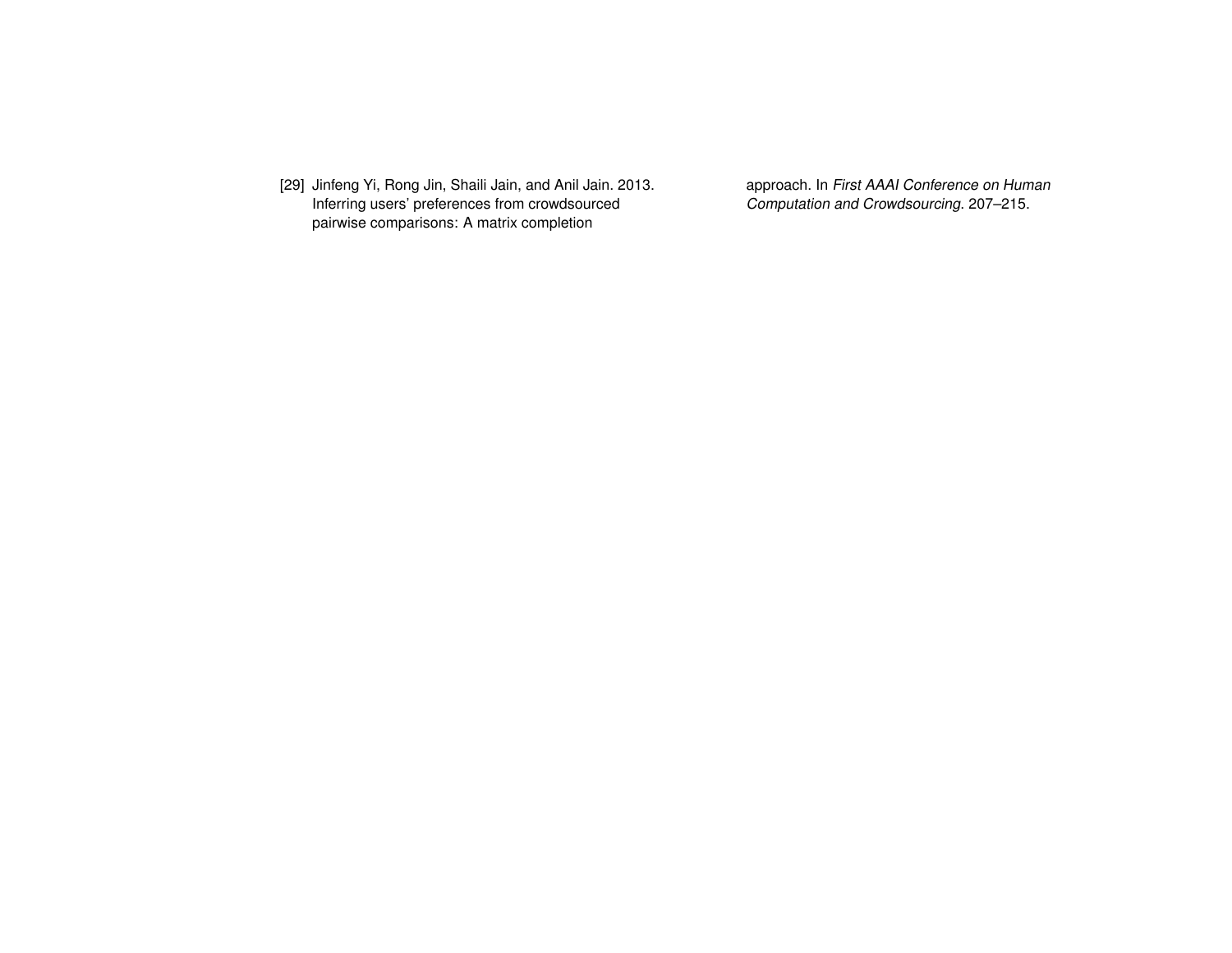[29] Jinfeng Yi, Rong Jin, Shaili Jain, and Anil Jain. 2013. Inferring users' preferences from crowdsourced pairwise comparisons: A matrix completion approach. In *First AAAI Conference on Human Computation and Crowdsourcing*. 207–215.